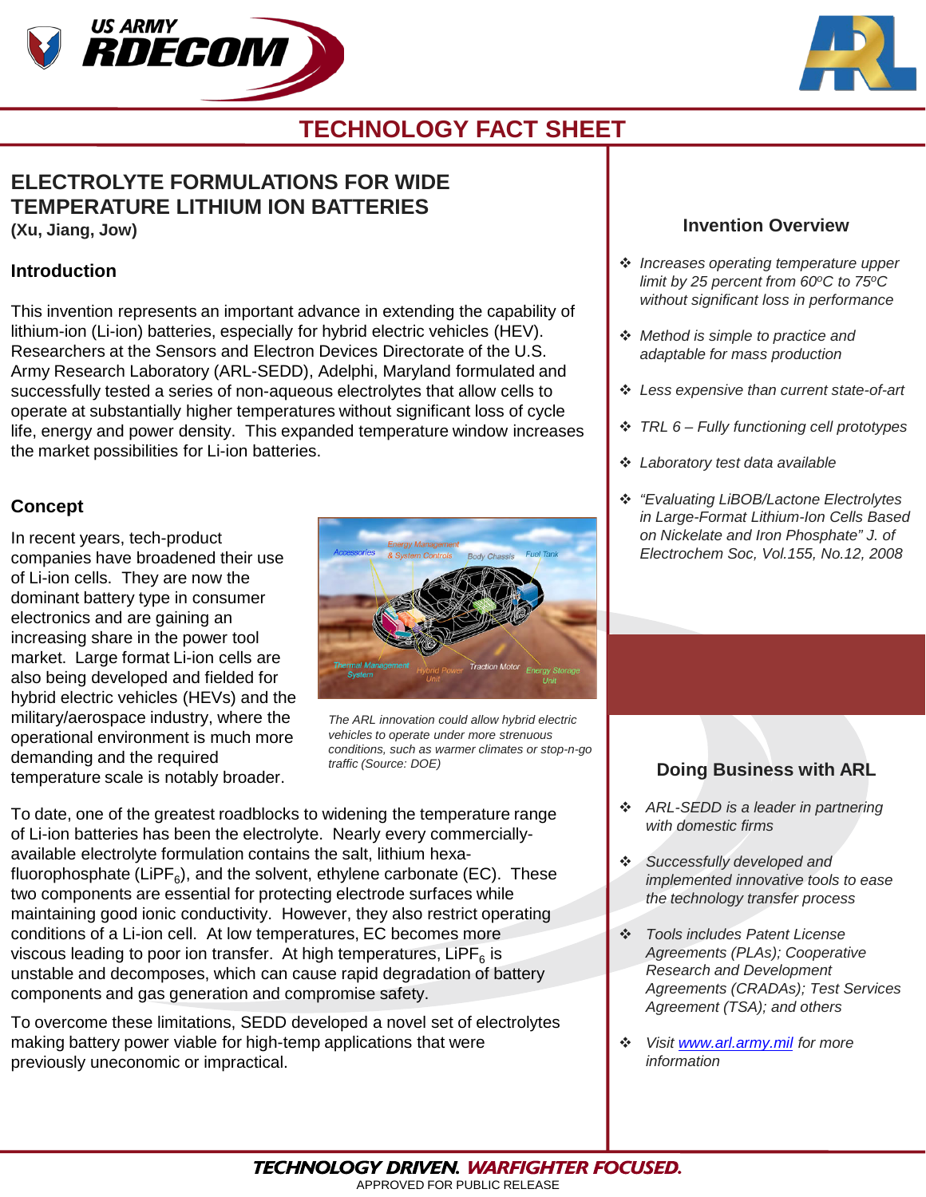# TECHNOLOGY FACT SHEET

## ELECTROLYTE FORMULATIONS FOR WIDE TEMPERATURE LITHIUM ION BATTERIES

**(Xu, Jiang, Jow)**

### Introduction

This invention represents an important advance in extending the capability of lithium-ion (Li-ion) batteries, especially for hybrid electric vehicles (HEV). Researchers at the Sensors and Electron Devices Directorate of the U.S. Army Research Laboratory (ARL-SEDD), Adelphi, Maryland formulated and successfully tested a series of non-aqueous electrolytes that allow cells to operate at substantially higher temperatures without significant loss of cycle life, energy and power density. This expanded temperature window increases the market possibilities for Li-ion batteries.

### Concept

In recent years, tech-product companies have broadened their use of Li-ion cells. They are now the dominant battery type in consumer electronics and are gaining an increasing share in the power tool market. Large format Li-ion cells are also being developed and fielded for hybrid electric vehicles (HEVs) and the military/aerospace industry, where the operational environment is much more demanding and the required temperature scale is notably broader.

*The ARL innovation could allow hybrid electric vehicles to operate under more strenuous conditions, such as warmer climates or stop-n-go traffic (Source: DOE)*

To date, one of the greatest roadblocks to widening the temperature range of Li-ion batteries has been the electrolyte. Nearly every commercially-available electrolyte formulation contains the salt, lithium hexa-fluorophosphate ($LiPF_6$), and the solvent, ethylene carbonate (EC). These two components are essential for protecting electrode surfaces while maintaining good ionic conductivity. However, they also restrict operating conditions of a Li-ion cell. At low temperatures, EC becomes more viscous leading to poor ion transfer. At high temperatures, $LiPF_6$ is unstable and decomposes, which can cause rapid degradation of battery components and gas generation and compromise safety.

To overcome these limitations, SEDD developed a novel set of electrolytes making battery power viable for high-temp applications that were previously uneconomic or impractical.

### Invention Overview

- *Increases operating temperature upper limit by 25 percent from 60ºC to 75ºC without significant loss in performance*
- *Method is simple to practice and adaptable for mass production*
- *Less expensive than current state-of-art*
- *TRL 6 – Fully functioning cell prototypes*
- *Laboratory test data available*
- *"Evaluating LiBOB/Lactone Electrolytes in Large-Format Lithium-Ion Cells Based on Nickelate and Iron Phosphate" J. of Electrochem Soc, Vol.155, No.12, 2008*

### Doing Business with ARL

- *ARL-SEDD is a leader in partnering with domestic firms*
- *Successfully developed and implemented innovative tools to ease the technology transfer process*
- *Tools includes Patent License Agreements (PLAs); Cooperative Research and Development Agreements (CRADAs); Test Services Agreement (TSA); and others*
- *Visit [www.arl.army.mil](http://www.arl.army.mil) for more information*

**TECHNOLOGY DRIVEN. WARFIGHTER FOCUSED.**

APPROVED FOR PUBLIC RELEASE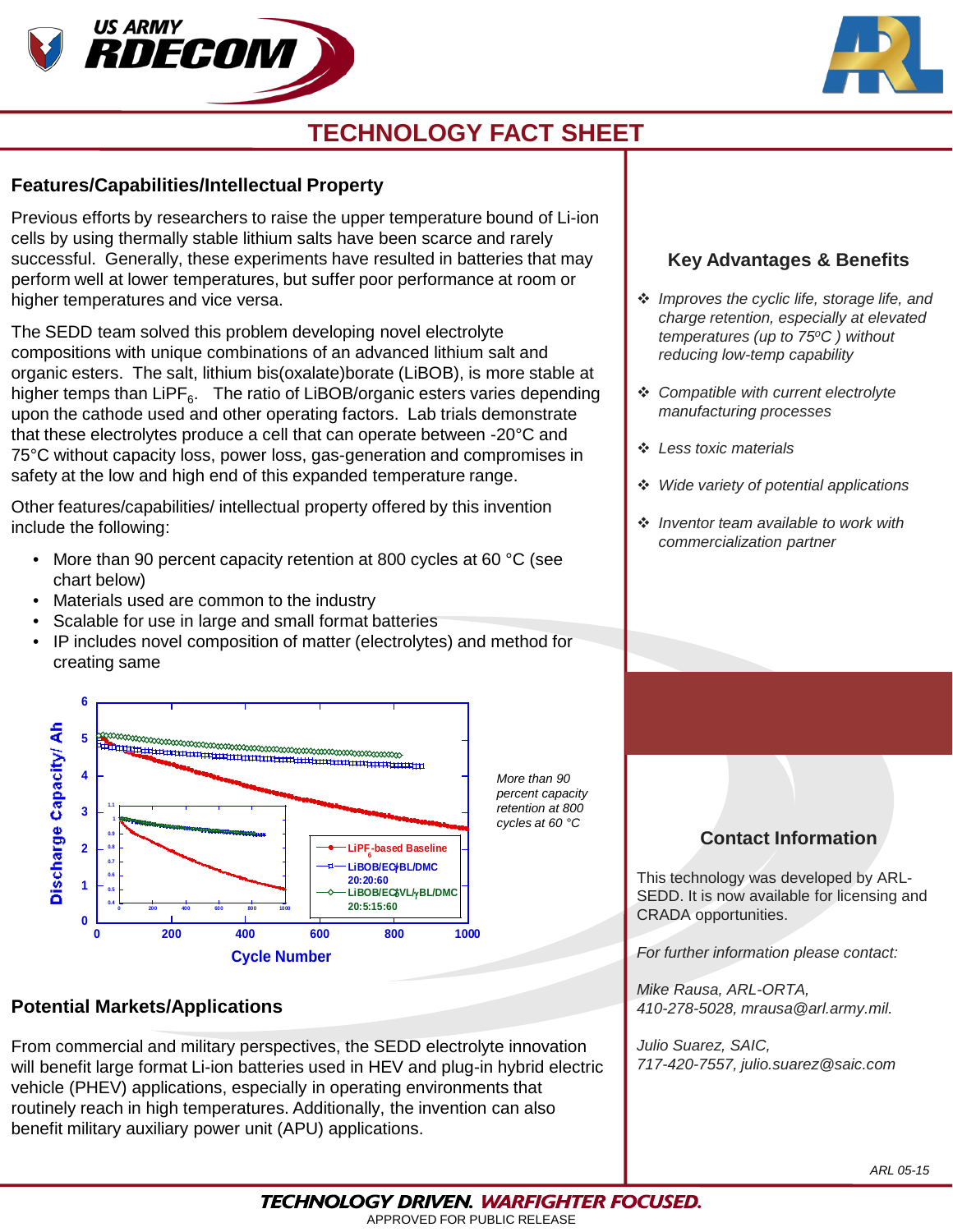# TECHNOLOGY FACT SHEET

## Features/Capabilities/Intellectual Property

Previous efforts by researchers to raise the upper temperature bound of Li-ion cells by using thermally stable lithium salts have been scarce and rarely successful. Generally, these experiments have resulted in batteries that may perform well at lower temperatures, but suffer poor performance at room or higher temperatures and vice versa.

The SEDD team solved this problem developing novel electrolyte compositions with unique combinations of an advanced lithium salt and organic esters. The salt, lithium bis(oxalate)borate (LiBOB), is more stable at higher temps than $LiPF_6$. The ratio of LiBOB/organic esters varies depending upon the cathode used and other operating factors. Lab trials demonstrate that these electrolytes produce a cell that can operate between -20°C and 75°C without capacity loss, power loss, gas-generation and compromises in safety at the low and high end of this expanded temperature range.

Other features/capabilities/ intellectual property offered by this invention include the following:

- More than 90 percent capacity retention at 800 cycles at 60 °C (see chart below)
- Materials used are common to the industry
- Scalable for use in large and small format batteries
- IP includes novel composition of matter (electrolytes) and method for creating same

Discharge Capacity/ Ah

6
5
4
3
2
1
0

0
200
400
600
800
1000

Cycle Number

$LiPF_6$-based Baseline
LiBOB/EC/γBL/DMC 20:20:60
LiBOB/EC/δVL/γBL/DMC 20:5:15:60

*More than 90 percent capacity retention at 800 cycles at 60 °C*

## Potential Markets/Applications

From commercial and military perspectives, the SEDD electrolyte innovation will benefit large format Li-ion batteries used in HEV and plug-in hybrid electric vehicle (PHEV) applications, especially in operating environments that routinely reach in high temperatures. Additionally, the invention can also benefit military auxiliary power unit (APU) applications.

## Key Advantages & Benefits

- *Improves the cyclic life, storage life, and charge retention, especially at elevated temperatures (up to 75°C ) without reducing low-temp capability*
- *Compatible with current electrolyte manufacturing processes*
- *Less toxic materials*
- *Wide variety of potential applications*
- *Inventor team available to work with commercialization partner*

## Contact Information

This technology was developed by ARL-SEDD. It is now available for licensing and CRADA opportunities.

*For further information please contact:*

*Mike Rausa, ARL-ORTA, 410-278-5028, mrausa@arl.army.mil.*

*Julio Suarez, SAIC, 717-420-7557, julio.suarez@saic.com*

*ARL 05-15*

**TECHNOLOGY DRIVEN. WARFIGHTER FOCUSED.**

APPROVED FOR PUBLIC RELEASE